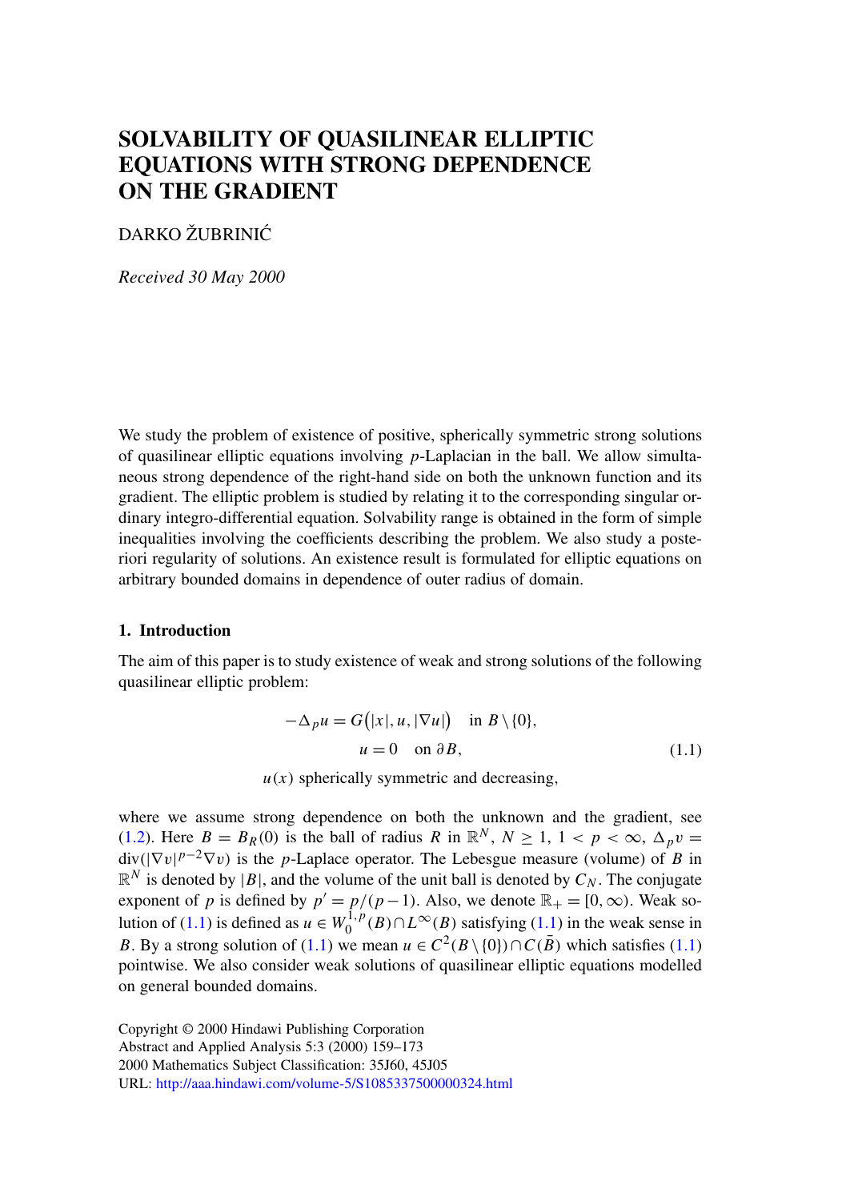# SOLVABILITY OF QUASILINEAR ELLIPTIC EQUATIONS WITH STRONG DEPENDENCE ON THE GRADIENT

DARKO ŽUBRINIĆ

*Received 30 May 2000*

We study the problem of existence of positive, spherically symmetric strong solutions of quasilinear elliptic equations involving $p$-Laplacian in the ball. We allow simultaneous strong dependence of the right-hand side on both the unknown function and its gradient. The elliptic problem is studied by relating it to the corresponding singular ordinary integro-differential equation. Solvability range is obtained in the form of simple inequalities involving the coefficients describing the problem. We also study a posteriori regularity of solutions. An existence result is formulated for elliptic equations on arbitrary bounded domains in dependence of outer radius of domain.

## 1. Introduction

The aim of this paper is to study existence of weak and strong solutions of the following quasilinear elliptic problem:

$$
\begin{gathered}
-\Delta_p u = G\big(|x|, u, |\nabla u|\big) \quad \text{in } B \setminus \{0\}, \\
u = 0 \quad \text{on } \partial B, \\
u(x) \text{ spherically symmetric and decreasing},
\end{gathered}
\tag{1.1}
$$

where we assume strong dependence on both the unknown and the gradient, see (1.2). Here $B = B_R(0)$ is the ball of radius $R$ in $\mathbb{R}^N$, $N \geq 1$, $1 < p < \infty$, $\Delta_p v = \operatorname{div}(|\nabla v|^{p-2}\nabla v)$ is the $p$-Laplace operator. The Lebesgue measure (volume) of $B$ in $\mathbb{R}^N$ is denoted by $|B|$, and the volume of the unit ball is denoted by $C_N$. The conjugate exponent of $p$ is defined by $p' = p/(p-1)$. Also, we denote $\mathbb{R}_+ = [0, \infty)$. Weak solution of (1.1) is defined as $u \in W_0^{1,p}(B) \cap L^\infty(B)$ satisfying (1.1) in the weak sense in $B$. By a strong solution of (1.1) we mean $u \in C^2(B \setminus \{0\}) \cap C(\bar{B})$ which satisfies (1.1) pointwise. We also consider weak solutions of quasilinear elliptic equations modelled on general bounded domains.

Copyright © 2000 Hindawi Publishing Corporation
Abstract and Applied Analysis 5:3 (2000) 159–173
2000 Mathematics Subject Classification: 35J60, 45J05
URL: http://aaa.hindawi.com/volume-5/S1085337500000324.html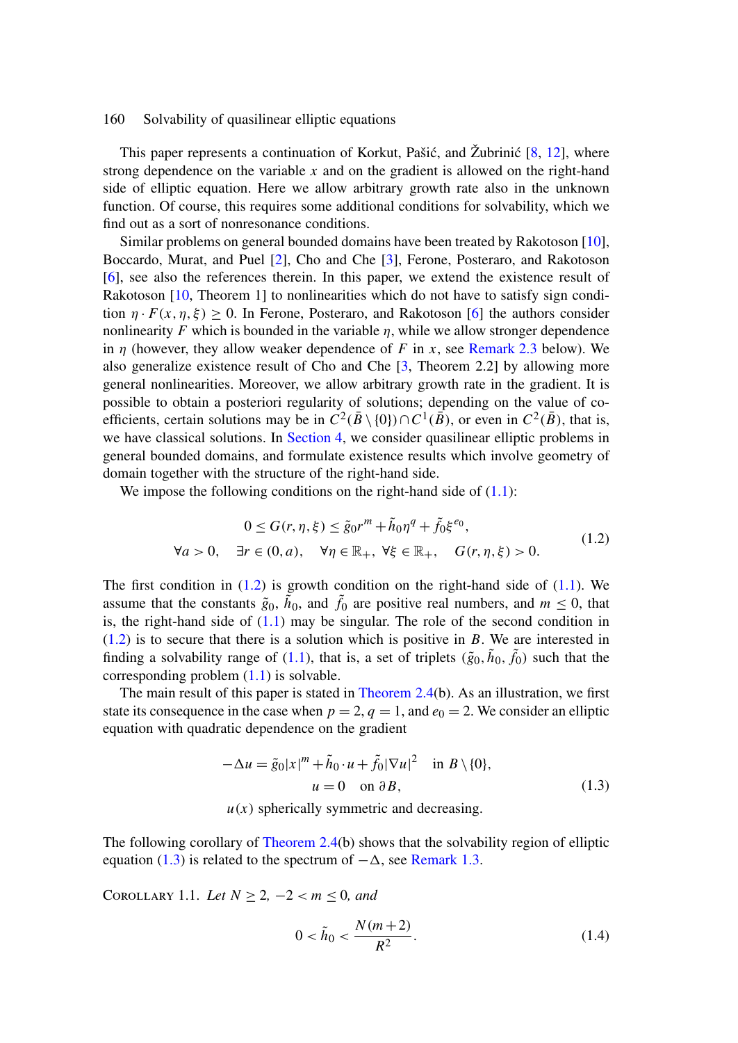This paper represents a continuation of Korkut, Pašić, and Žubrinić [8, 12], where strong dependence on the variable $x$ and on the gradient is allowed on the right-hand side of elliptic equation. Here we allow arbitrary growth rate also in the unknown function. Of course, this requires some additional conditions for solvability, which we find out as a sort of nonresonance conditions.

Similar problems on general bounded domains have been treated by Rakotoson [10], Boccardo, Murat, and Puel [2], Cho and Che [3], Ferone, Posteraro, and Rakotoson [6], see also the references therein. In this paper, we extend the existence result of Rakotoson [10, Theorem 1] to nonlinearities which do not have to satisfy sign condition $\eta \cdot F(x,\eta,\xi) \geq 0$. In Ferone, Posteraro, and Rakotoson [6] the authors consider nonlinearity $F$ which is bounded in the variable $\eta$, while we allow stronger dependence in $\eta$ (however, they allow weaker dependence of $F$ in $x$, see Remark 2.3 below). We also generalize existence result of Cho and Che [3, Theorem 2.2] by allowing more general nonlinearities. Moreover, we allow arbitrary growth rate in the gradient. It is possible to obtain a posteriori regularity of solutions; depending on the value of coefficients, certain solutions may be in $C^2(\bar{B}\setminus\{0\}) \cap C^1(\bar{B})$, or even in $C^2(\bar{B})$, that is, we have classical solutions. In Section 4, we consider quasilinear elliptic problems in general bounded domains, and formulate existence results which involve geometry of domain together with the structure of the right-hand side.

We impose the following conditions on the right-hand side of (1.1):

$$
\begin{gathered}
0 \leq G(r,\eta,\xi) \leq \tilde{g}_0 r^m + \tilde{h}_0 \eta^q + \tilde{f}_0 \xi^{e_0}, \\
\forall a > 0, \quad \exists r \in (0,a), \quad \forall \eta \in \mathbb{R}_+,\ \forall \xi \in \mathbb{R}_+, \quad G(r,\eta,\xi) > 0.
\end{gathered}
\tag{1.2}
$$

The first condition in (1.2) is growth condition on the right-hand side of (1.1). We assume that the constants $\tilde{g}_0$, $\tilde{h}_0$, and $\tilde{f}_0$ are positive real numbers, and $m \leq 0$, that is, the right-hand side of (1.1) may be singular. The role of the second condition in (1.2) is to secure that there is a solution which is positive in $B$. We are interested in finding a solvability range of (1.1), that is, a set of triplets $(\tilde{g}_0, \tilde{h}_0, \tilde{f}_0)$ such that the corresponding problem (1.1) is solvable.

The main result of this paper is stated in Theorem 2.4(b). As an illustration, we first state its consequence in the case when $p = 2$, $q = 1$, and $e_0 = 2$. We consider an elliptic equation with quadratic dependence on the gradient

$$
\begin{gathered}
-\Delta u = \tilde{g}_0 |x|^m + \tilde{h}_0 \cdot u + \tilde{f}_0 |\nabla u|^2 \quad \text{in } B \setminus \{0\}, \\
u = 0 \quad \text{on } \partial B, \\
u(x) \text{ spherically symmetric and decreasing.}
\end{gathered}
\tag{1.3}
$$

The following corollary of Theorem 2.4(b) shows that the solvability region of elliptic equation (1.3) is related to the spectrum of $-\Delta$, see Remark 1.3.

Corollary 1.1. *Let $N \geq 2$, $-2 < m \leq 0$, and*

$$
0 < \tilde{h}_0 < \frac{N(m+2)}{R^2}.
\tag{1.4}
$$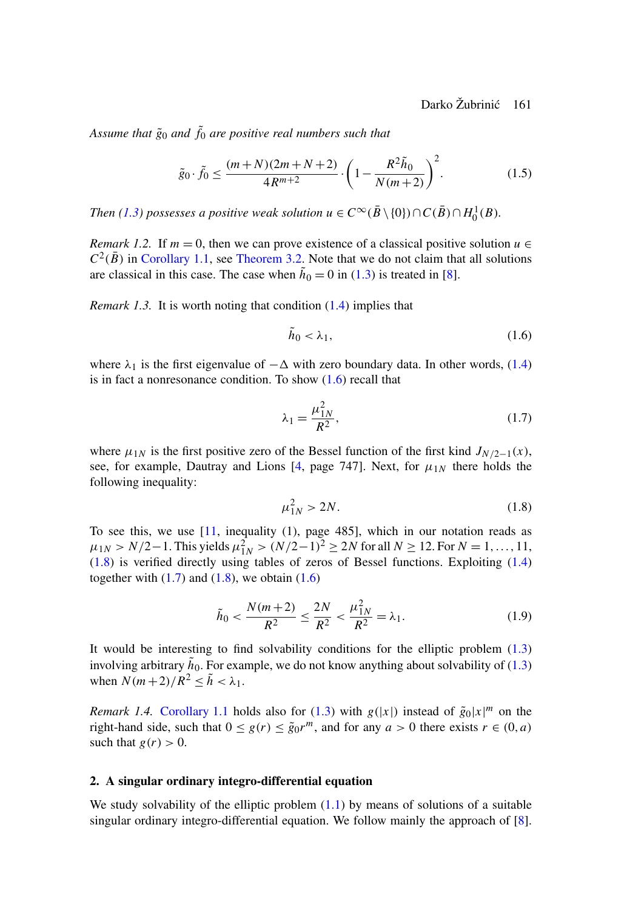*Assume that $\tilde{g}_0$ and $\tilde{f}_0$ are positive real numbers such that*

$$\tilde{g}_0 \cdot \tilde{f}_0 \leq \frac{(m+N)(2m+N+2)}{4R^{m+2}} \cdot \left(1 - \frac{R^2 \tilde{h}_0}{N(m+2)}\right)^2. \tag{1.5}$$

*Then (1.3) possesses a positive weak solution $u \in C^\infty(\bar{B} \setminus \{0\}) \cap C(\bar{B}) \cap H_0^1(B)$.*

*Remark 1.2.* If $m = 0$, then we can prove existence of a classical positive solution $u \in C^2(\bar{B})$ in Corollary 1.1, see Theorem 3.2. Note that we do not claim that all solutions are classical in this case. The case when $\tilde{h}_0 = 0$ in (1.3) is treated in [8].

*Remark 1.3.* It is worth noting that condition (1.4) implies that

$$\tilde{h}_0 < \lambda_1, \tag{1.6}$$

where $\lambda_1$ is the first eigenvalue of $-\Delta$ with zero boundary data. In other words, (1.4) is in fact a nonresonance condition. To show (1.6) recall that

$$\lambda_1 = \frac{\mu_{1N}^2}{R^2}, \tag{1.7}$$

where $\mu_{1N}$ is the first positive zero of the Bessel function of the first kind $J_{N/2-1}(x)$, see, for example, Dautray and Lions [4, page 747]. Next, for $\mu_{1N}$ there holds the following inequality:

$$\mu_{1N}^2 > 2N. \tag{1.8}$$

To see this, we use [11, inequality (1), page 485], which in our notation reads as $\mu_{1N} > N/2 - 1$. This yields $\mu_{1N}^2 > (N/2-1)^2 \geq 2N$ for all $N \geq 12$. For $N = 1, \ldots, 11$, (1.8) is verified directly using tables of zeros of Bessel functions. Exploiting (1.4) together with (1.7) and (1.8), we obtain (1.6)

$$\tilde{h}_0 < \frac{N(m+2)}{R^2} \leq \frac{2N}{R^2} < \frac{\mu_{1N}^2}{R^2} = \lambda_1. \tag{1.9}$$

It would be interesting to find solvability conditions for the elliptic problem (1.3) involving arbitrary $\tilde{h}_0$. For example, we do not know anything about solvability of (1.3) when $N(m+2)/R^2 \leq \tilde{h} < \lambda_1$.

*Remark 1.4.* Corollary 1.1 holds also for (1.3) with $g(|x|)$ instead of $\tilde{g}_0|x|^m$ on the right-hand side, such that $0 \leq g(r) \leq \tilde{g}_0 r^m$, and for any $a > 0$ there exists $r \in (0,a)$ such that $g(r) > 0$.

## 2. A singular ordinary integro-differential equation

We study solvability of the elliptic problem (1.1) by means of solutions of a suitable singular ordinary integro-differential equation. We follow mainly the approach of [8].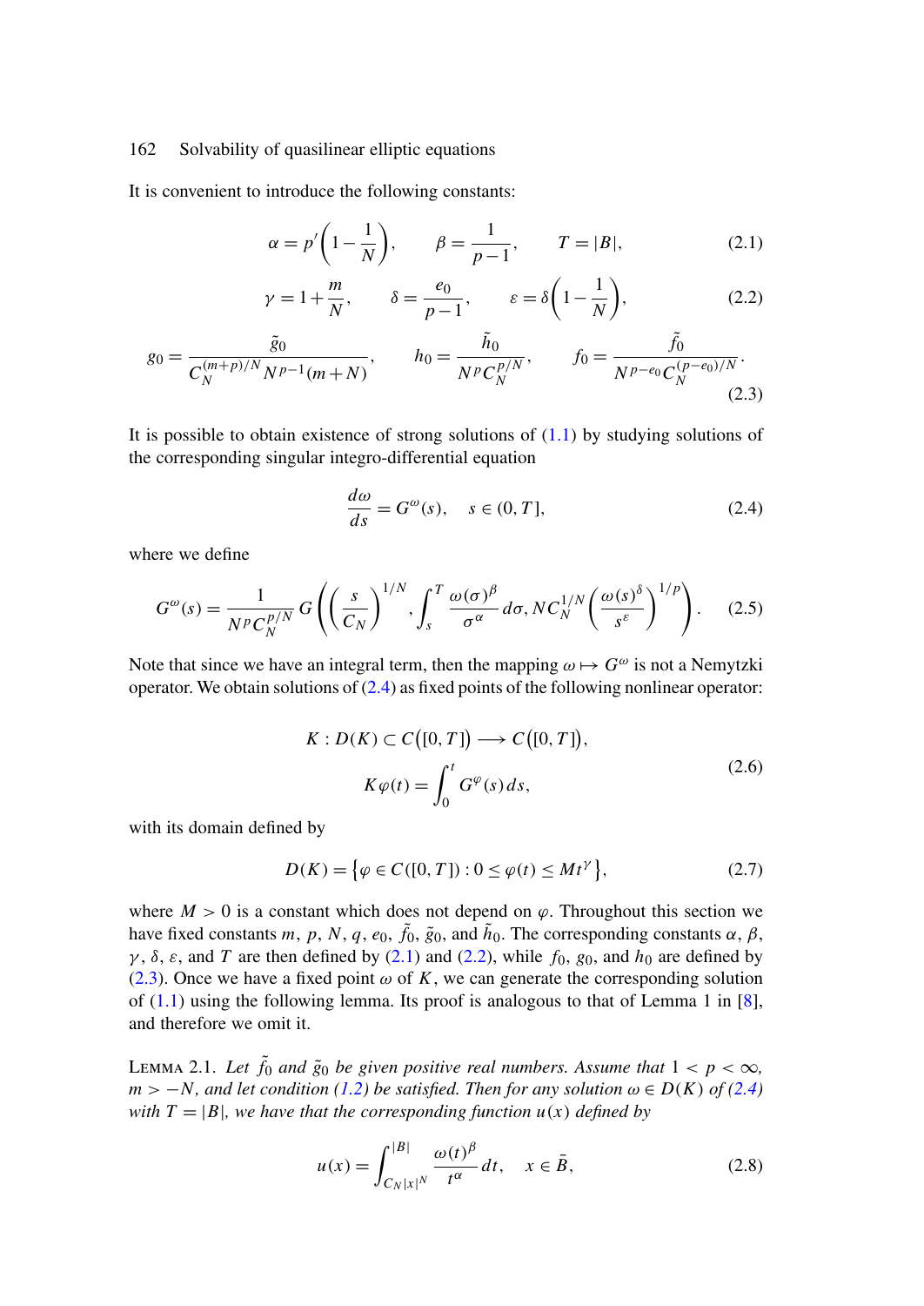It is convenient to introduce the following constants:

$$\alpha = p'\left(1-\frac{1}{N}\right), \qquad \beta = \frac{1}{p-1}, \qquad T = |B|, \tag{2.1}$$

$$\gamma = 1+\frac{m}{N}, \qquad \delta = \frac{e_0}{p-1}, \qquad \varepsilon = \delta\left(1-\frac{1}{N}\right), \tag{2.2}$$

$$g_0 = \frac{\tilde{g}_0}{C_N^{(m+p)/N} N^{p-1}(m+N)}, \qquad h_0 = \frac{\tilde{h}_0}{N^p C_N^{p/N}}, \qquad f_0 = \frac{\tilde{f}_0}{N^{p-e_0} C_N^{(p-e_0)/N}}. \tag{2.3}$$

It is possible to obtain existence of strong solutions of (1.1) by studying solutions of the corresponding singular integro-differential equation

$$\frac{d\omega}{ds} = G^{\omega}(s), \quad s \in (0,T], \tag{2.4}$$

where we define

$$G^{\omega}(s) = \frac{1}{N^p C_N^{p/N}} G\left(\left(\frac{s}{C_N}\right)^{1/N}, \int_s^T \frac{\omega(\sigma)^{\beta}}{\sigma^{\alpha}}\, d\sigma, N C_N^{1/N}\left(\frac{\omega(s)^{\delta}}{s^{\varepsilon}}\right)^{1/p}\right). \tag{2.5}$$

Note that since we have an integral term, then the mapping $\omega \mapsto G^{\omega}$ is not a Nemytzki operator. We obtain solutions of (2.4) as fixed points of the following nonlinear operator:

$$\begin{gathered} K : D(K) \subset C\big([0,T]\big) \longrightarrow C\big([0,T]\big), \\ K\varphi(t) = \int_0^t G^{\varphi}(s)\, ds, \end{gathered} \tag{2.6}$$

with its domain defined by

$$D(K) = \left\{\varphi \in C([0,T]) : 0 \le \varphi(t) \le M t^{\gamma}\right\}, \tag{2.7}$$

where $M > 0$ is a constant which does not depend on $\varphi$. Throughout this section we have fixed constants $m$, $p$, $N$, $q$, $e_0$, $\tilde{f}_0$, $\tilde{g}_0$, and $\tilde{h}_0$. The corresponding constants $\alpha$, $\beta$, $\gamma$, $\delta$, $\varepsilon$, and $T$ are then defined by (2.1) and (2.2), while $f_0$, $g_0$, and $h_0$ are defined by (2.3). Once we have a fixed point $\omega$ of $K$, we can generate the corresponding solution of (1.1) using the following lemma. Its proof is analogous to that of Lemma 1 in [8], and therefore we omit it.

Lemma 2.1. *Let $\tilde{f}_0$ and $\tilde{g}_0$ be given positive real numbers. Assume that $1 < p < \infty$, $m > -N$, and let condition (1.2) be satisfied. Then for any solution $\omega \in D(K)$ of (2.4) with $T = |B|$, we have that the corresponding function $u(x)$ defined by*

$$u(x) = \int_{C_N |x|^N}^{|B|} \frac{\omega(t)^{\beta}}{t^{\alpha}}\, dt, \quad x \in \bar{B}, \tag{2.8}$$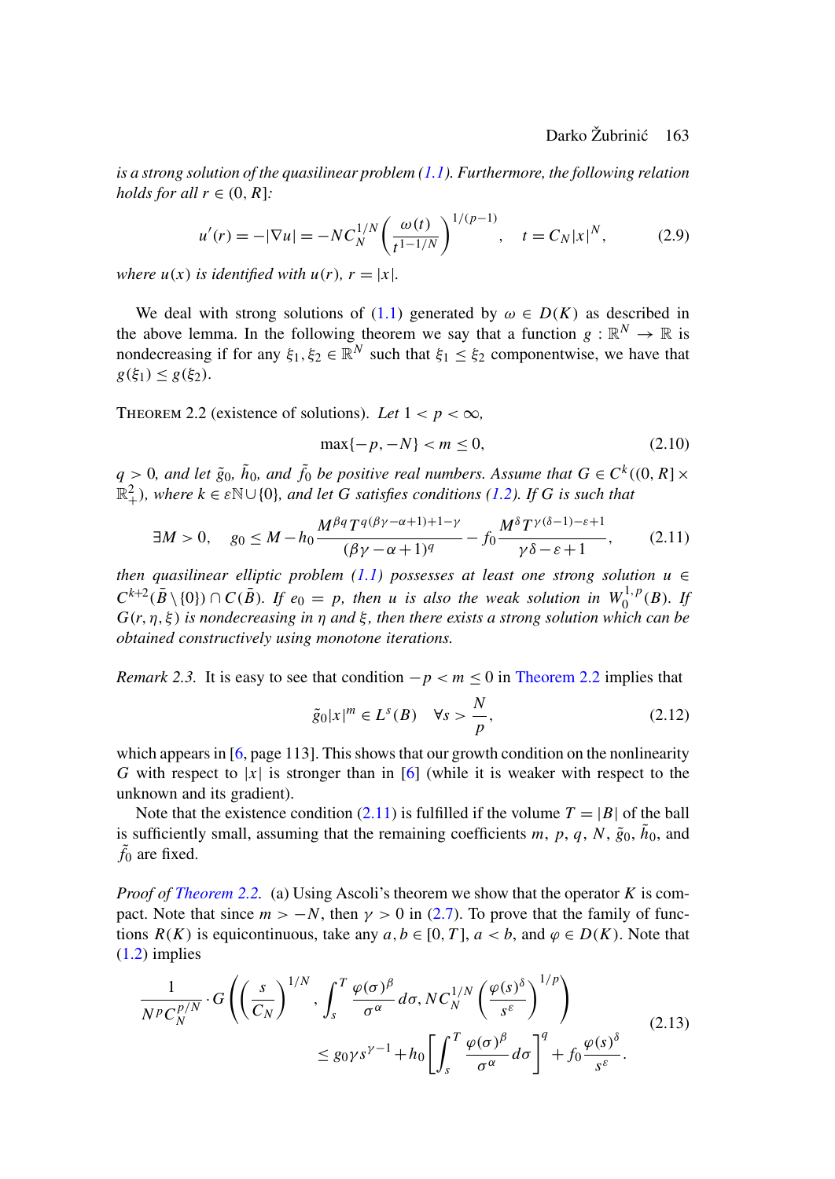*is a strong solution of the quasilinear problem (1.1). Furthermore, the following relation holds for all $r \in (0, R]$:*

$$u'(r) = -|\nabla u| = -NC_N^{1/N} \left( \frac{\omega(t)}{t^{1-1/N}} \right)^{1/(p-1)}, \quad t = C_N |x|^N, \tag{2.9}$$

*where $u(x)$ is identified with $u(r)$, $r = |x|$.*

We deal with strong solutions of (1.1) generated by $\omega \in D(K)$ as described in the above lemma. In the following theorem we say that a function $g : \mathbb{R}^N \to \mathbb{R}$ is nondecreasing if for any $\xi_1, \xi_2 \in \mathbb{R}^N$ such that $\xi_1 \leq \xi_2$ componentwise, we have that $g(\xi_1) \leq g(\xi_2)$.

THEOREM 2.2 (existence of solutions). *Let $1 < p < \infty$,*

$$\max\{-p, -N\} < m \leq 0, \tag{2.10}$$

*$q > 0$, and let $\tilde{g}_0$, $\tilde{h}_0$, and $\tilde{f}_0$ be positive real numbers. Assume that $G \in C^k((0, R] \times \mathbb{R}_+^2)$, where $k \in \varepsilon\mathbb{N} \cup \{0\}$, and let $G$ satisfies conditions (1.2). If $G$ is such that*

$$\exists M > 0, \quad g_0 \leq M - h_0 \frac{M^{\beta q} T^{q(\beta\gamma - \alpha + 1) + 1 - \gamma}}{(\beta\gamma - \alpha + 1)^q} - f_0 \frac{M^{\delta} T^{\gamma(\delta - 1) - \varepsilon + 1}}{\gamma\delta - \varepsilon + 1}, \tag{2.11}$$

*then quasilinear elliptic problem (1.1) possesses at least one strong solution $u \in C^{k+2}(\bar{B} \setminus \{0\}) \cap C(\bar{B})$. If $e_0 = p$, then $u$ is also the weak solution in $W_0^{1,p}(B)$. If $G(r, \eta, \xi)$ is nondecreasing in $\eta$ and $\xi$, then there exists a strong solution which can be obtained constructively using monotone iterations.*

*Remark 2.3.* It is easy to see that condition $-p < m \leq 0$ in Theorem 2.2 implies that

$$\tilde{g}_0 |x|^m \in L^s(B) \quad \forall s > \frac{N}{p}, \tag{2.12}$$

which appears in [6, page 113]. This shows that our growth condition on the nonlinearity $G$ with respect to $|x|$ is stronger than in [6] (while it is weaker with respect to the unknown and its gradient).

Note that the existence condition (2.11) is fulfilled if the volume $T = |B|$ of the ball is sufficiently small, assuming that the remaining coefficients $m$, $p$, $q$, $N$, $\tilde{g}_0$, $\tilde{h}_0$, and $\tilde{f}_0$ are fixed.

*Proof of Theorem 2.2.* (a) Using Ascoli's theorem we show that the operator $K$ is compact. Note that since $m > -N$, then $\gamma > 0$ in (2.7). To prove that the family of functions $R(K)$ is equicontinuous, take any $a, b \in [0, T]$, $a < b$, and $\varphi \in D(K)$. Note that (1.2) implies

$$\begin{aligned} \frac{1}{N^p C_N^{p/N}} \cdot G\left( \left( \frac{s}{C_N} \right)^{1/N}, \int_s^T \frac{\varphi(\sigma)^\beta}{\sigma^\alpha} d\sigma, NC_N^{1/N} \left( \frac{\varphi(s)^\delta}{s^\varepsilon} \right)^{1/p} \right) \\ \leq g_0 \gamma s^{\gamma - 1} + h_0 \left[ \int_s^T \frac{\varphi(\sigma)^\beta}{\sigma^\alpha} d\sigma \right]^q + f_0 \frac{\varphi(s)^\delta}{s^\varepsilon}. \end{aligned} \tag{2.13}$$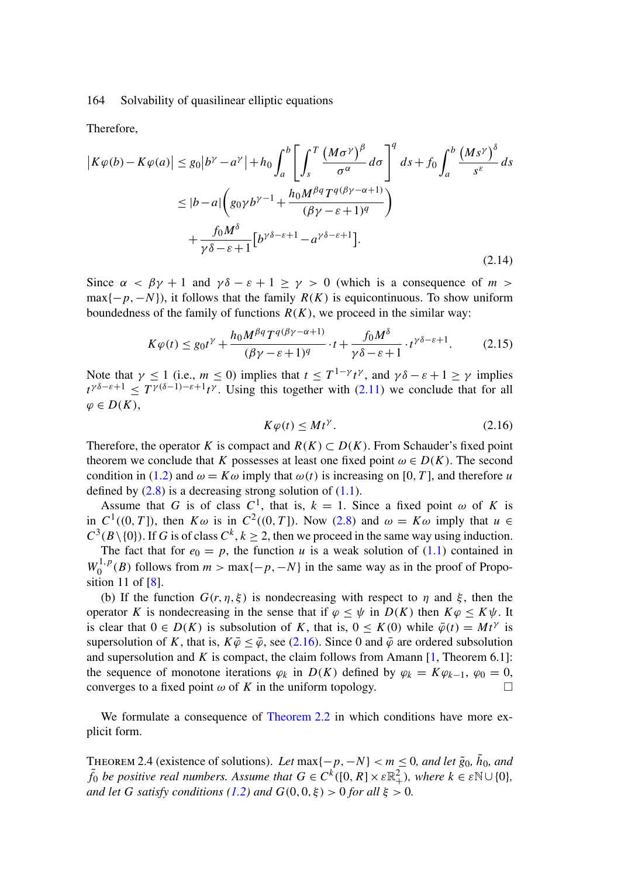Therefore,

$$
\begin{aligned}
\left|K\varphi(b)-K\varphi(a)\right| &\leq g_0\left|b^{\gamma}-a^{\gamma}\right|+h_0\int_a^b\left[\int_s^T\frac{\left(M\sigma^{\gamma}\right)^{\beta}}{\sigma^{\alpha}}\,d\sigma\right]^q ds+f_0\int_a^b\frac{\left(Ms^{\gamma}\right)^{\delta}}{s^{\varepsilon}}\,ds\\
&\leq |b-a|\left(g_0\gamma b^{\gamma-1}+\frac{h_0M^{\beta q}T^{q(\beta\gamma-\alpha+1)}}{(\beta\gamma-\varepsilon+1)^q}\right)\\
&\quad+\frac{f_0M^{\delta}}{\gamma\delta-\varepsilon+1}\left[b^{\gamma\delta-\varepsilon+1}-a^{\gamma\delta-\varepsilon+1}\right].
\end{aligned}
\tag{2.14}
$$

Since $\alpha<\beta\gamma+1$ and $\gamma\delta-\varepsilon+1\geq\gamma>0$ (which is a consequence of $m>\max\{-p,-N\}$), it follows that the family $R(K)$ is equicontinuous. To show uniform boundedness of the family of functions $R(K)$, we proceed in the similar way:

$$
K\varphi(t)\leq g_0t^{\gamma}+\frac{h_0M^{\beta q}T^{q(\beta\gamma-\alpha+1)}}{(\beta\gamma-\varepsilon+1)^q}\cdot t+\frac{f_0M^{\delta}}{\gamma\delta-\varepsilon+1}\cdot t^{\gamma\delta-\varepsilon+1}. \tag{2.15}
$$

Note that $\gamma\leq 1$ (i.e., $m\leq 0$) implies that $t\leq T^{1-\gamma}t^{\gamma}$, and $\gamma\delta-\varepsilon+1\geq\gamma$ implies $t^{\gamma\delta-\varepsilon+1}\leq T^{\gamma(\delta-1)-\varepsilon+1}t^{\gamma}$. Using this together with (2.11) we conclude that for all $\varphi\in D(K)$,

$$
K\varphi(t)\leq Mt^{\gamma}. \tag{2.16}
$$

Therefore, the operator $K$ is compact and $R(K)\subset D(K)$. From Schauder's fixed point theorem we conclude that $K$ possesses at least one fixed point $\omega\in D(K)$. The second condition in (1.2) and $\omega=K\omega$ imply that $\omega(t)$ is increasing on $[0,T]$, and therefore $u$ defined by (2.8) is a decreasing strong solution of (1.1).

Assume that $G$ is of class $C^1$, that is, $k=1$. Since a fixed point $\omega$ of $K$ is in $C^1((0,T])$, then $K\omega$ is in $C^2((0,T])$. Now (2.8) and $\omega=K\omega$ imply that $u\in C^3(B\setminus\{0\})$. If $G$ is of class $C^k$, $k\geq 2$, then we proceed in the same way using induction.

The fact that for $e_0=p$, the function $u$ is a weak solution of (1.1) contained in $W_0^{1,p}(B)$ follows from $m>\max\{-p,-N\}$ in the same way as in the proof of Proposition 11 of [8].

(b) If the function $G(r,\eta,\xi)$ is nondecreasing with respect to $\eta$ and $\xi$, then the operator $K$ is nondecreasing in the sense that if $\varphi\leq\psi$ in $D(K)$ then $K\varphi\leq K\psi$. It is clear that $0\in D(K)$ is subsolution of $K$, that is, $0\leq K(0)$ while $\bar{\varphi}(t)=Mt^{\gamma}$ is supersolution of $K$, that is, $K\bar{\varphi}\leq\bar{\varphi}$, see (2.16). Since 0 and $\bar{\varphi}$ are ordered subsolution and supersolution and $K$ is compact, the claim follows from Amann [1, Theorem 6.1]: the sequence of monotone iterations $\varphi_k$ in $D(K)$ defined by $\varphi_k=K\varphi_{k-1}$, $\varphi_0=0$, converges to a fixed point $\omega$ of $K$ in the uniform topology. □

We formulate a consequence of Theorem 2.2 in which conditions have more explicit form.

THEOREM 2.4 (existence of solutions). *Let $\max\{-p,-N\}<m\leq 0$, and let $\tilde{g}_0$, $\tilde{h}_0$, and $\tilde{f}_0$ be positive real numbers. Assume that $G\in C^k([0,R]\times\varepsilon\mathbb{R}_+^2)$, where $k\in\varepsilon\mathbb{N}\cup\{0\}$, and let $G$ satisfy conditions (1.2) and $G(0,0,\xi)>0$ for all $\xi>0$.*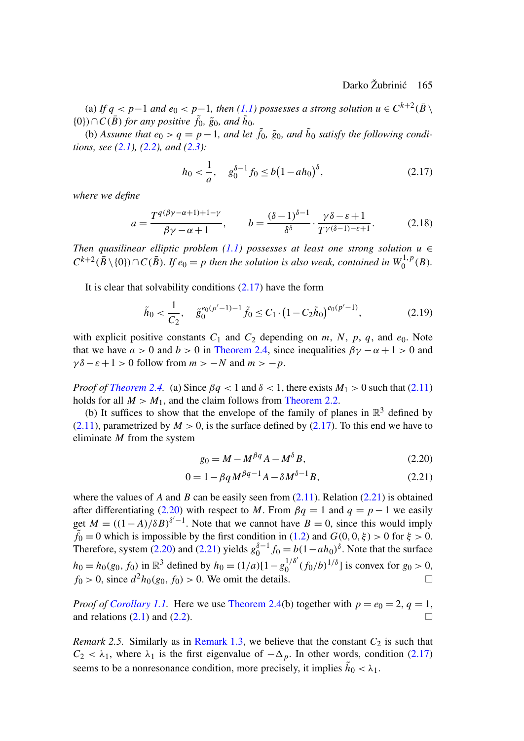(a) *If $q < p-1$ and $e_0 < p-1$, then (1.1) possesses a strong solution $u \in C^{k+2}(\bar{B} \setminus \{0\}) \cap C(\bar{B})$ for any positive $\tilde{f}_0$, $\tilde{g}_0$, and $\tilde{h}_0$.*

(b) *Assume that $e_0 > q = p-1$, and let $\tilde{f}_0$, $\tilde{g}_0$, and $\tilde{h}_0$ satisfy the following conditions, see (2.1), (2.2), and (2.3):*

$$h_0 < \frac{1}{a}, \quad g_0^{\delta-1} f_0 \le b\big(1 - a h_0\big)^{\delta}, \tag{2.17}$$

*where we define*

$$a = \frac{T^{q(\beta\gamma-\alpha+1)+1-\gamma}}{\beta\gamma-\alpha+1}, \qquad b = \frac{(\delta-1)^{\delta-1}}{\delta^{\delta}} \cdot \frac{\gamma\delta-\varepsilon+1}{T^{\gamma(\delta-1)-\varepsilon+1}}. \tag{2.18}$$

*Then quasilinear elliptic problem (1.1) possesses at least one strong solution $u \in C^{k+2}(\bar{B} \setminus \{0\}) \cap C(\bar{B})$. If $e_0 = p$ then the solution is also weak, contained in $W_0^{1,p}(B)$.*

It is clear that solvability conditions (2.17) have the form

$$\tilde{h}_0 < \frac{1}{C_2}, \quad \tilde{g}_0^{e_0(p'-1)-1} \tilde{f}_0 \le C_1 \cdot \big(1 - C_2 \tilde{h}_0\big)^{e_0(p'-1)}, \tag{2.19}$$

with explicit positive constants $C_1$ and $C_2$ depending on $m$, $N$, $p$, $q$, and $e_0$. Note that we have $a > 0$ and $b > 0$ in Theorem 2.4, since inequalities $\beta\gamma - \alpha + 1 > 0$ and $\gamma\delta - \varepsilon + 1 > 0$ follow from $m > -N$ and $m > -p$.

*Proof of Theorem 2.4.* (a) Since $\beta q < 1$ and $\delta < 1$, there exists $M_1 > 0$ such that (2.11) holds for all $M > M_1$, and the claim follows from Theorem 2.2.

(b) It suffices to show that the envelope of the family of planes in $\mathbb{R}^3$ defined by (2.11), parametrized by $M > 0$, is the surface defined by (2.17). To this end we have to eliminate $M$ from the system

$$g_0 = M - M^{\beta q} A - M^{\delta} B, \tag{2.20}$$

$$0 = 1 - \beta q M^{\beta q - 1} A - \delta M^{\delta - 1} B, \tag{2.21}$$

where the values of $A$ and $B$ can be easily seen from (2.11). Relation (2.21) is obtained after differentiating (2.20) with respect to $M$. From $\beta q = 1$ and $q = p-1$ we easily get $M = ((1-A)/\delta B)^{\delta' - 1}$. Note that we cannot have $B = 0$, since this would imply $\tilde{f}_0 = 0$ which is impossible by the first condition in (1.2) and $G(0, 0, \xi) > 0$ for $\xi > 0$. Therefore, system (2.20) and (2.21) yields $g_0^{\delta-1} f_0 = b(1 - a h_0)^{\delta}$. Note that the surface $h_0 = h_0(g_0, f_0)$ in $\mathbb{R}^3$ defined by $h_0 = (1/a)[1 - g_0^{1/\delta'} (f_0/b)^{1/\delta}]$ is convex for $g_0 > 0$, $f_0 > 0$, since $d^2 h_0(g_0, f_0) > 0$. We omit the details. □

*Proof of Corollary 1.1.* Here we use Theorem 2.4(b) together with $p = e_0 = 2$, $q = 1$, and relations (2.1) and (2.2). □

*Remark 2.5.* Similarly as in Remark 1.3, we believe that the constant $C_2$ is such that $C_2 < \lambda_1$, where $\lambda_1$ is the first eigenvalue of $-\Delta_p$. In other words, condition (2.17) seems to be a nonresonance condition, more precisely, it implies $\tilde{h}_0 < \lambda_1$.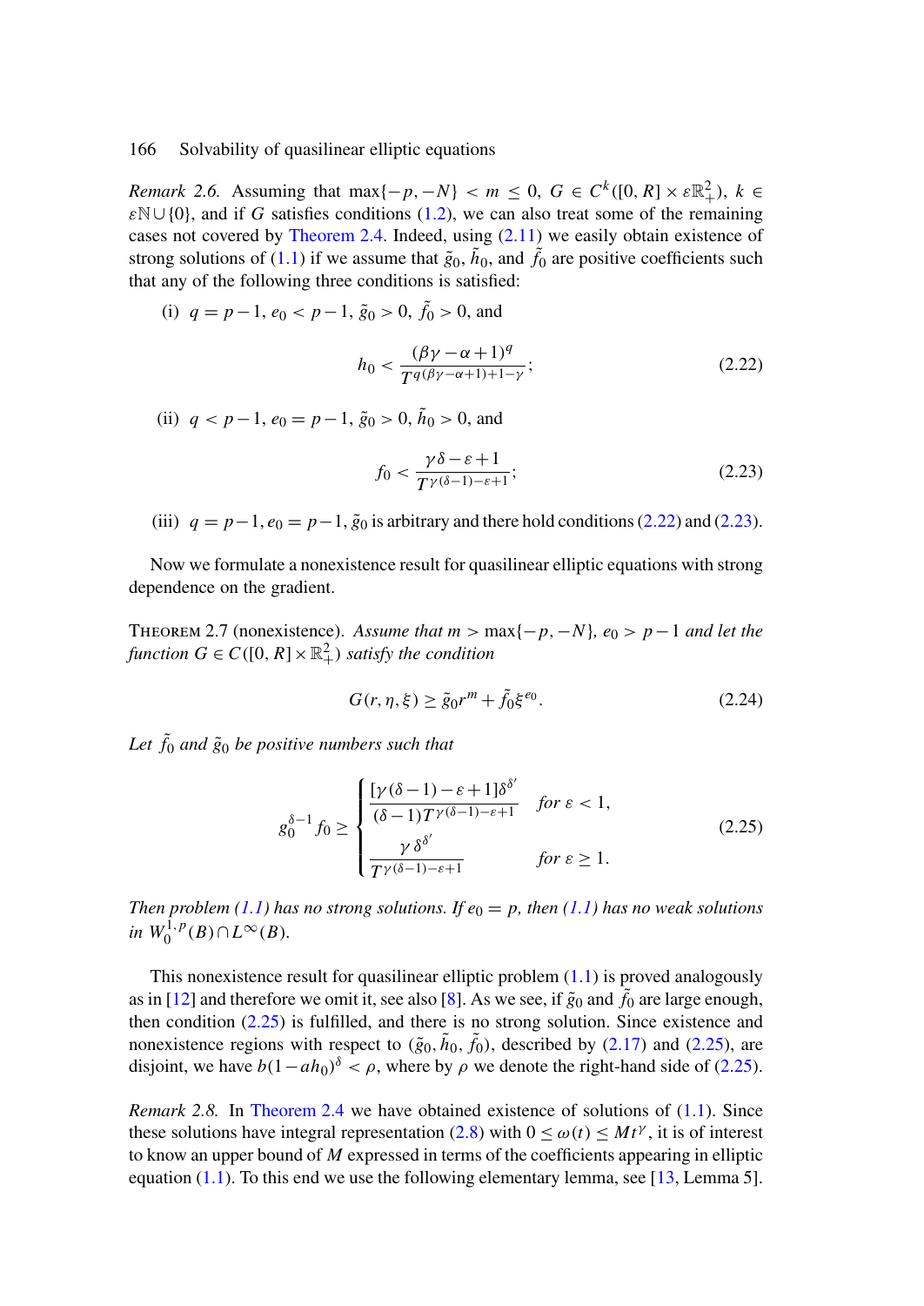*Remark 2.6.* Assuming that $\max\{-p,-N\} < m \le 0$, $G \in C^k([0,R]\times \varepsilon\mathbb{R}^2_+)$, $k \in \varepsilon\mathbb{N}\cup\{0\}$, and if $G$ satisfies conditions (1.2), we can also treat some of the remaining cases not covered by Theorem 2.4. Indeed, using (2.11) we easily obtain existence of strong solutions of (1.1) if we assume that $\tilde{g}_0$, $\tilde{h}_0$, and $\tilde{f}_0$ are positive coefficients such that any of the following three conditions is satisfied:

(i) $q = p-1$, $e_0 < p-1$, $\tilde{g}_0 > 0$, $\tilde{f}_0 > 0$, and

$$h_0 < \frac{(\beta\gamma-\alpha+1)^q}{T^{q(\beta\gamma-\alpha+1)+1-\gamma}}; \tag{2.22}$$

(ii) $q < p-1$, $e_0 = p-1$, $\tilde{g}_0 > 0$, $\tilde{h}_0 > 0$, and

$$f_0 < \frac{\gamma\delta-\varepsilon+1}{T^{\gamma(\delta-1)-\varepsilon+1}}; \tag{2.23}$$

(iii) $q = p-1$, $e_0 = p-1$, $\tilde{g}_0$ is arbitrary and there hold conditions (2.22) and (2.23).

Now we formulate a nonexistence result for quasilinear elliptic equations with strong dependence on the gradient.

Theorem 2.7 (nonexistence). *Assume that $m > \max\{-p,-N\}$, $e_0 > p-1$ and let the function $G \in C([0,R]\times\mathbb{R}^2_+)$ satisfy the condition*

$$G(r,\eta,\xi) \ge \tilde{g}_0 r^m + \tilde{f}_0 \xi^{e_0}. \tag{2.24}$$

*Let $\tilde{f}_0$ and $\tilde{g}_0$ be positive numbers such that*

$$g_0^{\delta-1} f_0 \ge \begin{cases} \dfrac{[\gamma(\delta-1)-\varepsilon+1]\delta^{\delta'}}{(\delta-1)T^{\gamma(\delta-1)-\varepsilon+1}} & \text{for } \varepsilon < 1, \\[2ex] \dfrac{\gamma\,\delta^{\delta'}}{T^{\gamma(\delta-1)-\varepsilon+1}} & \text{for } \varepsilon \ge 1. \end{cases} \tag{2.25}$$

*Then problem (1.1) has no strong solutions. If $e_0 = p$, then (1.1) has no weak solutions in $W_0^{1,p}(B)\cap L^\infty(B)$.*

This nonexistence result for quasilinear elliptic problem (1.1) is proved analogously as in [12] and therefore we omit it, see also [8]. As we see, if $\tilde{g}_0$ and $\tilde{f}_0$ are large enough, then condition (2.25) is fulfilled, and there is no strong solution. Since existence and nonexistence regions with respect to $(\tilde{g}_0, \tilde{h}_0, \tilde{f}_0)$, described by (2.17) and (2.25), are disjoint, we have $b(1-ah_0)^\delta < \rho$, where by $\rho$ we denote the right-hand side of (2.25).

*Remark 2.8.* In Theorem 2.4 we have obtained existence of solutions of (1.1). Since these solutions have integral representation (2.8) with $0 \le \omega(t) \le Mt^\gamma$, it is of interest to know an upper bound of $M$ expressed in terms of the coefficients appearing in elliptic equation (1.1). To this end we use the following elementary lemma, see [13, Lemma 5].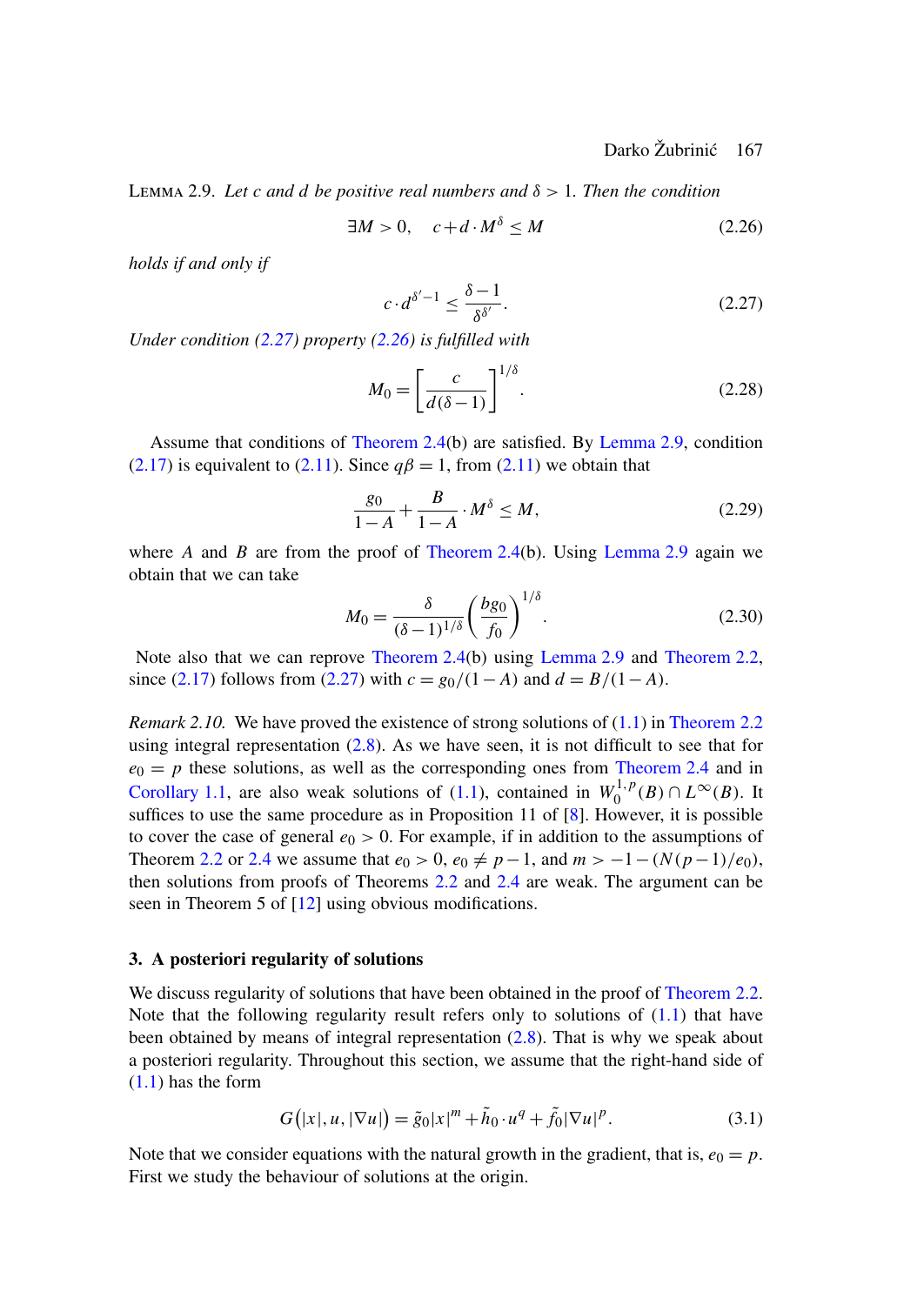LEMMA 2.9. *Let $c$ and $d$ be positive real numbers and $\delta > 1$. Then the condition*

$$\exists M > 0, \quad c + d \cdot M^{\delta} \leq M \tag{2.26}$$

*holds if and only if*

$$c \cdot d^{\delta' - 1} \leq \frac{\delta - 1}{\delta^{\delta'}}. \tag{2.27}$$

*Under condition (2.27) property (2.26) is fulfilled with*

$$M_0 = \left[ \frac{c}{d(\delta - 1)} \right]^{1/\delta}. \tag{2.28}$$

Assume that conditions of Theorem 2.4(b) are satisfied. By Lemma 2.9, condition (2.17) is equivalent to (2.11). Since $q\beta = 1$, from (2.11) we obtain that

$$\frac{g_0}{1 - A} + \frac{B}{1 - A} \cdot M^{\delta} \leq M, \tag{2.29}$$

where $A$ and $B$ are from the proof of Theorem 2.4(b). Using Lemma 2.9 again we obtain that we can take

$$M_0 = \frac{\delta}{(\delta - 1)^{1/\delta}} \left( \frac{b g_0}{f_0} \right)^{1/\delta}. \tag{2.30}$$

Note also that we can reprove Theorem 2.4(b) using Lemma 2.9 and Theorem 2.2, since (2.17) follows from (2.27) with $c = g_0/(1 - A)$ and $d = B/(1 - A)$.

*Remark 2.10.* We have proved the existence of strong solutions of (1.1) in Theorem 2.2 using integral representation (2.8). As we have seen, it is not difficult to see that for $e_0 = p$ these solutions, as well as the corresponding ones from Theorem 2.4 and in Corollary 1.1, are also weak solutions of (1.1), contained in $W_0^{1,p}(B) \cap L^{\infty}(B)$. It suffices to use the same procedure as in Proposition 11 of [8]. However, it is possible to cover the case of general $e_0 > 0$. For example, if in addition to the assumptions of Theorem 2.2 or 2.4 we assume that $e_0 > 0$, $e_0 \neq p - 1$, and $m > -1 - (N(p - 1)/e_0)$, then solutions from proofs of Theorems 2.2 and 2.4 are weak. The argument can be seen in Theorem 5 of [12] using obvious modifications.

## 3. A posteriori regularity of solutions

We discuss regularity of solutions that have been obtained in the proof of Theorem 2.2. Note that the following regularity result refers only to solutions of (1.1) that have been obtained by means of integral representation (2.8). That is why we speak about a posteriori regularity. Throughout this section, we assume that the right-hand side of (1.1) has the form

$$G\big(|x|, u, |\nabla u|\big) = \tilde{g}_0 |x|^m + \tilde{h}_0 \cdot u^q + \tilde{f}_0 |\nabla u|^p. \tag{3.1}$$

Note that we consider equations with the natural growth in the gradient, that is, $e_0 = p$. First we study the behaviour of solutions at the origin.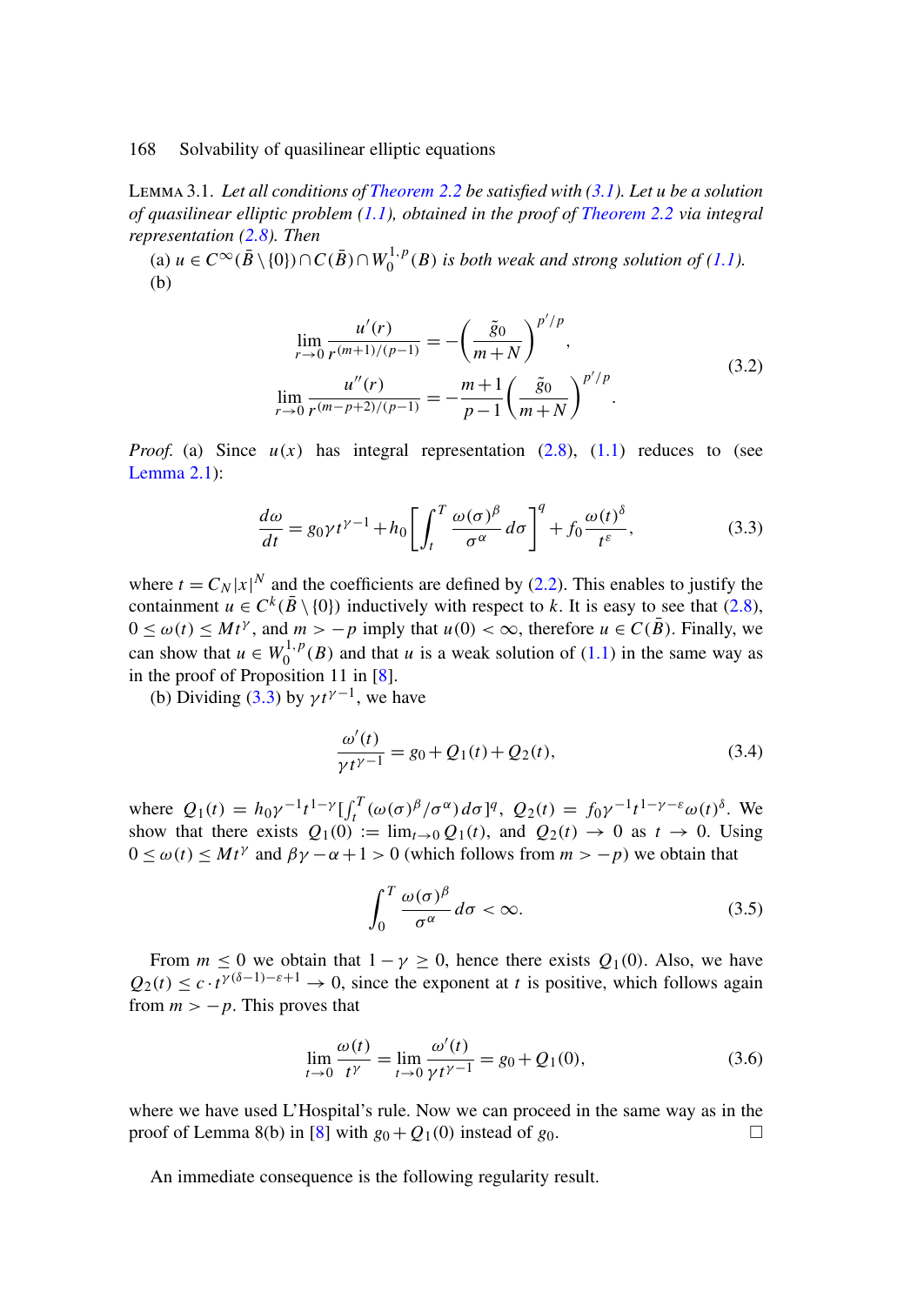LEMMA 3.1. *Let all conditions of Theorem 2.2 be satisfied with (3.1). Let $u$ be a solution of quasilinear elliptic problem (1.1), obtained in the proof of Theorem 2.2 via integral representation (2.8). Then*

(a) *$u \in C^\infty(\bar{B} \setminus \{0\}) \cap C(\bar{B}) \cap W_0^{1,p}(B)$ is both weak and strong solution of (1.1).*

(b)

$$
\begin{aligned}
\lim_{r \to 0} \frac{u'(r)}{r^{(m+1)/(p-1)}} &= -\left(\frac{\tilde{g}_0}{m+N}\right)^{p'/p}, \\
\lim_{r \to 0} \frac{u''(r)}{r^{(m-p+2)/(p-1)}} &= -\frac{m+1}{p-1}\left(\frac{\tilde{g}_0}{m+N}\right)^{p'/p}.
\end{aligned} \tag{3.2}
$$

*Proof.* (a) Since $u(x)$ has integral representation (2.8), (1.1) reduces to (see Lemma 2.1):

$$
\frac{d\omega}{dt} = g_0 \gamma t^{\gamma - 1} + h_0 \left[\int_t^T \frac{\omega(\sigma)^\beta}{\sigma^\alpha}\, d\sigma\right]^q + f_0 \frac{\omega(t)^\delta}{t^\varepsilon}, \tag{3.3}
$$

where $t = C_N |x|^N$ and the coefficients are defined by (2.2). This enables to justify the containment $u \in C^k(\bar{B} \setminus \{0\})$ inductively with respect to $k$. It is easy to see that (2.8), $0 \le \omega(t) \le M t^\gamma$, and $m > -p$ imply that $u(0) < \infty$, therefore $u \in C(\bar{B})$. Finally, we can show that $u \in W_0^{1,p}(B)$ and that $u$ is a weak solution of (1.1) in the same way as in the proof of Proposition 11 in [8].

(b) Dividing (3.3) by $\gamma t^{\gamma-1}$, we have

$$
\frac{\omega'(t)}{\gamma t^{\gamma - 1}} = g_0 + Q_1(t) + Q_2(t), \tag{3.4}
$$

where $Q_1(t) = h_0 \gamma^{-1} t^{1-\gamma} [\int_t^T (\omega(\sigma)^\beta / \sigma^\alpha)\, d\sigma]^q$, $Q_2(t) = f_0 \gamma^{-1} t^{1-\gamma-\varepsilon} \omega(t)^\delta$. We show that there exists $Q_1(0) := \lim_{t \to 0} Q_1(t)$, and $Q_2(t) \to 0$ as $t \to 0$. Using $0 \le \omega(t) \le M t^\gamma$ and $\beta\gamma - \alpha + 1 > 0$ (which follows from $m > -p$) we obtain that

$$
\int_0^T \frac{\omega(\sigma)^\beta}{\sigma^\alpha}\, d\sigma < \infty. \tag{3.5}
$$

From $m \le 0$ we obtain that $1 - \gamma \ge 0$, hence there exists $Q_1(0)$. Also, we have $Q_2(t) \le c \cdot t^{\gamma(\delta - 1) - \varepsilon + 1} \to 0$, since the exponent at $t$ is positive, which follows again from $m > -p$. This proves that

$$
\lim_{t \to 0} \frac{\omega(t)}{t^\gamma} = \lim_{t \to 0} \frac{\omega'(t)}{\gamma t^{\gamma - 1}} = g_0 + Q_1(0), \tag{3.6}
$$

where we have used L'Hospital's rule. Now we can proceed in the same way as in the proof of Lemma 8(b) in [8] with $g_0 + Q_1(0)$ instead of $g_0$. $\square$

An immediate consequence is the following regularity result.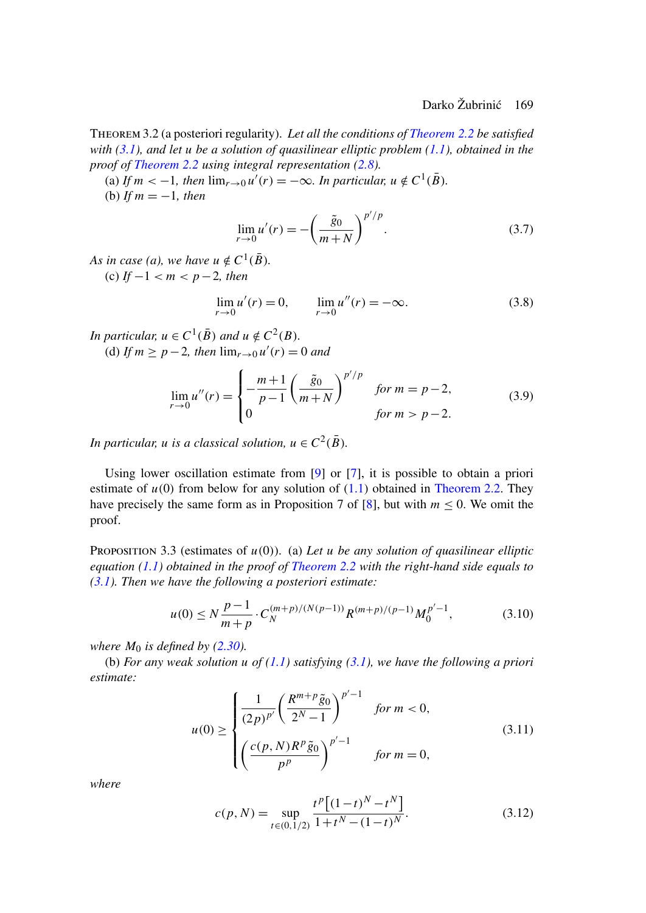THEOREM 3.2 (a posteriori regularity). *Let all the conditions of Theorem 2.2 be satisfied with (3.1), and let $u$ be a solution of quasilinear elliptic problem (1.1), obtained in the proof of Theorem 2.2 using integral representation (2.8).*

(a) *If $m < -1$, then $\lim_{r\to 0} u'(r) = -\infty$. In particular, $u \notin C^1(\bar{B})$.*

(b) *If $m = -1$, then*

$$\lim_{r\to 0} u'(r) = -\left(\frac{\tilde{g}_0}{m+N}\right)^{p'/p}. \tag{3.7}$$

*As in case (a), we have $u \notin C^1(\bar{B})$.*

(c) *If $-1 < m < p-2$, then*

$$\lim_{r\to 0} u'(r) = 0, \qquad \lim_{r\to 0} u''(r) = -\infty. \tag{3.8}$$

*In particular, $u \in C^1(\bar{B})$ and $u \notin C^2(B)$.*

(d) *If $m \geq p-2$, then $\lim_{r\to 0} u'(r) = 0$ and*

$$\lim_{r\to 0} u''(r) = \begin{cases} -\dfrac{m+1}{p-1}\left(\dfrac{\tilde{g}_0}{m+N}\right)^{p'/p} & \text{for } m = p-2, \\ 0 & \text{for } m > p-2. \end{cases} \tag{3.9}$$

*In particular, $u$ is a classical solution, $u \in C^2(\bar{B})$.*

Using lower oscillation estimate from [9] or [7], it is possible to obtain a priori estimate of $u(0)$ from below for any solution of (1.1) obtained in Theorem 2.2. They have precisely the same form as in Proposition 7 of [8], but with $m \leq 0$. We omit the proof.

PROPOSITION 3.3 (estimates of $u(0)$). (a) *Let $u$ be any solution of quasilinear elliptic equation (1.1) obtained in the proof of Theorem 2.2 with the right-hand side equals to (3.1). Then we have the following a posteriori estimate:*

$$u(0) \leq N\frac{p-1}{m+p} \cdot C_N^{(m+p)/(N(p-1))} R^{(m+p)/(p-1)} M_0^{p'-1}, \tag{3.10}$$

*where $M_0$ is defined by (2.30).*

(b) *For any weak solution $u$ of (1.1) satisfying (3.1), we have the following a priori estimate:*

$$u(0) \geq \begin{cases} \dfrac{1}{(2p)^{p'}}\left(\dfrac{R^{m+p}\tilde{g}_0}{2^N-1}\right)^{p'-1} & \text{for } m < 0, \\ \left(\dfrac{c(p,N)R^p\tilde{g}_0}{p^p}\right)^{p'-1} & \text{for } m = 0, \end{cases} \tag{3.11}$$

*where*

$$c(p,N) = \sup_{t\in(0,1/2)} \frac{t^p\left[(1-t)^N - t^N\right]}{1+t^N-(1-t)^N}. \tag{3.12}$$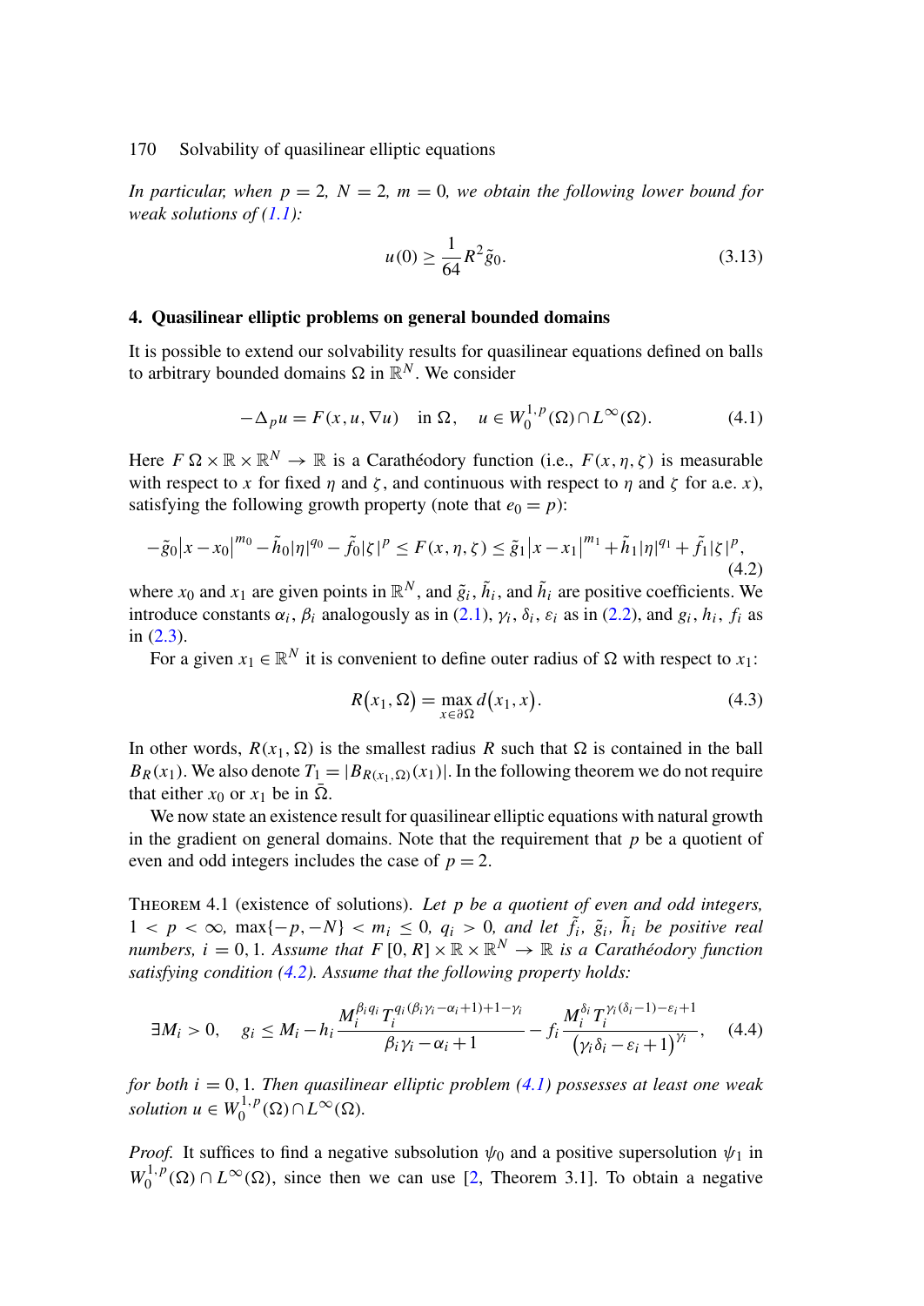*In particular, when $p = 2$, $N = 2$, $m = 0$, we obtain the following lower bound for weak solutions of (1.1):*

$$u(0) \geq \frac{1}{64} R^2 \tilde{g}_0. \tag{3.13}$$

## 4. Quasilinear elliptic problems on general bounded domains

It is possible to extend our solvability results for quasilinear equations defined on balls to arbitrary bounded domains $\Omega$ in $\mathbb{R}^N$. We consider

$$-\Delta_p u = F(x, u, \nabla u) \quad \text{in } \Omega, \quad u \in W_0^{1,p}(\Omega) \cap L^\infty(\Omega). \tag{4.1}$$

Here $F\ \Omega \times \mathbb{R} \times \mathbb{R}^N \to \mathbb{R}$ is a Carathéodory function (i.e., $F(x, \eta, \zeta)$ is measurable with respect to $x$ for fixed $\eta$ and $\zeta$, and continuous with respect to $\eta$ and $\zeta$ for a.e. $x$), satisfying the following growth property (note that $e_0 = p$):

$$-\tilde{g}_0 \left|x - x_0\right|^{m_0} - \tilde{h}_0 |\eta|^{q_0} - \tilde{f}_0 |\zeta|^p \leq F(x, \eta, \zeta) \leq \tilde{g}_1 \left|x - x_1\right|^{m_1} + \tilde{h}_1 |\eta|^{q_1} + \tilde{f}_1 |\zeta|^p, \tag{4.2}$$

where $x_0$ and $x_1$ are given points in $\mathbb{R}^N$, and $\tilde{g}_i$, $\tilde{h}_i$, and $\tilde{h}_i$ are positive coefficients. We introduce constants $\alpha_i$, $\beta_i$ analogously as in (2.1), $\gamma_i$, $\delta_i$, $\varepsilon_i$ as in (2.2), and $g_i$, $h_i$, $f_i$ as in (2.3).

For a given $x_1 \in \mathbb{R}^N$ it is convenient to define outer radius of $\Omega$ with respect to $x_1$:

$$R\big(x_1, \Omega\big) = \max_{x \in \partial\Omega} d\big(x_1, x\big). \tag{4.3}$$

In other words, $R(x_1, \Omega)$ is the smallest radius $R$ such that $\Omega$ is contained in the ball $B_R(x_1)$. We also denote $T_1 = |B_{R(x_1,\Omega)}(x_1)|$. In the following theorem we do not require that either $x_0$ or $x_1$ be in $\bar{\Omega}$.

We now state an existence result for quasilinear elliptic equations with natural growth in the gradient on general domains. Note that the requirement that $p$ be a quotient of even and odd integers includes the case of $p = 2$.

THEOREM 4.1 (existence of solutions). *Let $p$ be a quotient of even and odd integers, $1 < p < \infty$, $\max\{-p, -N\} < m_i \leq 0$, $q_i > 0$, and let $\tilde{f}_i$, $\tilde{g}_i$, $\tilde{h}_i$ be positive real numbers, $i = 0, 1$. Assume that $F\ [0, R] \times \mathbb{R} \times \mathbb{R}^N \to \mathbb{R}$ is a Carathéodory function satisfying condition (4.2). Assume that the following property holds:*

$$\exists M_i > 0, \quad g_i \leq M_i - h_i \frac{M_i^{\beta_i q_i} T_i^{q_i(\beta_i\gamma_i - \alpha_i + 1) + 1 - \gamma_i}}{\beta_i\gamma_i - \alpha_i + 1} - f_i \frac{M_i^{\delta_i} T_i^{\gamma_i(\delta_i - 1) - \varepsilon_i + 1}}{\left(\gamma_i\delta_i - \varepsilon_i + 1\right)^{\gamma_i}}, \tag{4.4}$$

*for both $i = 0, 1$. Then quasilinear elliptic problem (4.1) possesses at least one weak solution $u \in W_0^{1,p}(\Omega) \cap L^\infty(\Omega)$.*

*Proof.* It suffices to find a negative subsolution $\psi_0$ and a positive supersolution $\psi_1$ in $W_0^{1,p}(\Omega) \cap L^\infty(\Omega)$, since then we can use [2, Theorem 3.1]. To obtain a negative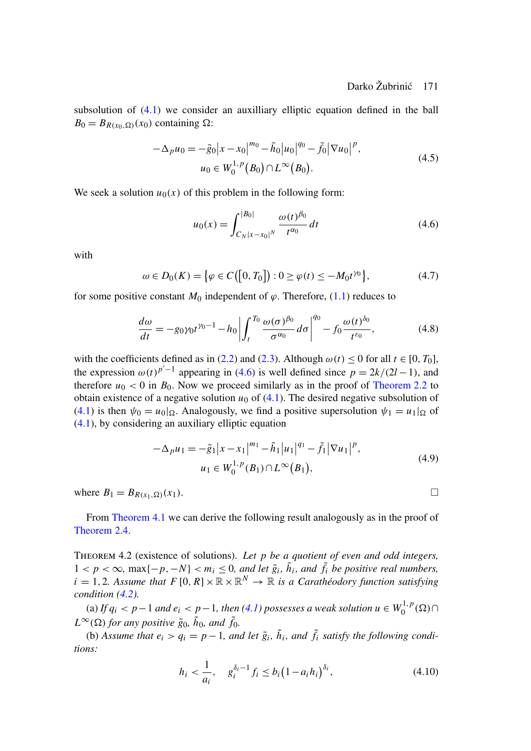subsolution of (4.1) we consider an auxilliary elliptic equation defined in the ball $B_0 = B_{R(x_0,\Omega)}(x_0)$ containing $\Omega$:

$$
\begin{gathered}
-\Delta_p u_0 = -\tilde{g}_0 |x - x_0|^{m_0} - \tilde{h}_0 |u_0|^{q_0} - \tilde{f}_0 |\nabla u_0|^p, \\
u_0 \in W_0^{1,p}(B_0) \cap L^\infty(B_0).
\end{gathered}
\tag{4.5}
$$

We seek a solution $u_0(x)$ of this problem in the following form:

$$
u_0(x) = \int_{C_N |x - x_0|^N}^{|B_0|} \frac{\omega(t)^{\beta_0}}{t^{\alpha_0}}\, dt \tag{4.6}
$$

with

$$
\omega \in D_0(K) = \left\{ \varphi \in C([0, T_0]) : 0 \ge \varphi(t) \le -M_0 t^{\gamma_0} \right\}, \tag{4.7}
$$

for some positive constant $M_0$ independent of $\varphi$. Therefore, (1.1) reduces to

$$
\frac{d\omega}{dt} = -g_0 \gamma_0 t^{\gamma_0 - 1} - h_0 \left| \int_t^{T_0} \frac{\omega(\sigma)^{\beta_0}}{\sigma^{\alpha_0}}\, d\sigma \right|^{q_0} - f_0 \frac{\omega(t)^{\delta_0}}{t^{\varepsilon_0}}, \tag{4.8}
$$

with the coefficients defined as in (2.2) and (2.3). Although $\omega(t) \le 0$ for all $t \in [0, T_0]$, the expression $\omega(t)^{p'-1}$ appearing in (4.6) is well defined since $p = 2k/(2l-1)$, and therefore $u_0 < 0$ in $B_0$. Now we proceed similarly as in the proof of Theorem 2.2 to obtain existence of a negative solution $u_0$ of (4.1). The desired negative subsolution of (4.1) is then $\psi_0 = u_0|_\Omega$. Analogously, we find a positive supersolution $\psi_1 = u_1|_\Omega$ of (4.1), by considering an auxiliary elliptic equation

$$
\begin{gathered}
-\Delta_p u_1 = -\tilde{g}_1 |x - x_1|^{m_1} - \tilde{h}_1 |u_1|^{q_1} - \tilde{f}_1 |\nabla u_1|^p, \\
u_1 \in W_0^{1,p}(B_1) \cap L^\infty(B_1),
\end{gathered}
\tag{4.9}
$$

where $B_1 = B_{R(x_1,\Omega)}(x_1)$. $\square$

From Theorem 4.1 we can derive the following result analogously as in the proof of Theorem 2.4.

**Theorem 4.2** (existence of solutions). *Let $p$ be a quotient of even and odd integers, $1 < p < \infty$, $\max\{-p, -N\} < m_i \le 0$, and let $\tilde{g}_i$, $\tilde{h}_i$, and $\tilde{f}_i$ be positive real numbers, $i = 1, 2$. Assume that $F\,[0, R] \times \mathbb{R} \times \mathbb{R}^N \to \mathbb{R}$ is a Carathéodory function satisfying condition (4.2).*

(a) *If $q_i < p-1$ and $e_i < p-1$, then (4.1) possesses a weak solution $u \in W_0^{1,p}(\Omega) \cap L^\infty(\Omega)$ for any positive $\tilde{g}_0$, $\tilde{h}_0$, and $\tilde{f}_0$.*

(b) *Assume that $e_i > q_i = p-1$, and let $\tilde{g}_i$, $\tilde{h}_i$, and $\tilde{f}_i$ satisfy the following conditions:*

$$
h_i < \frac{1}{a_i}, \quad g_i^{\delta_i - 1} f_i \le b_i (1 - a_i h_i)^{\delta_i}, \tag{4.10}
$$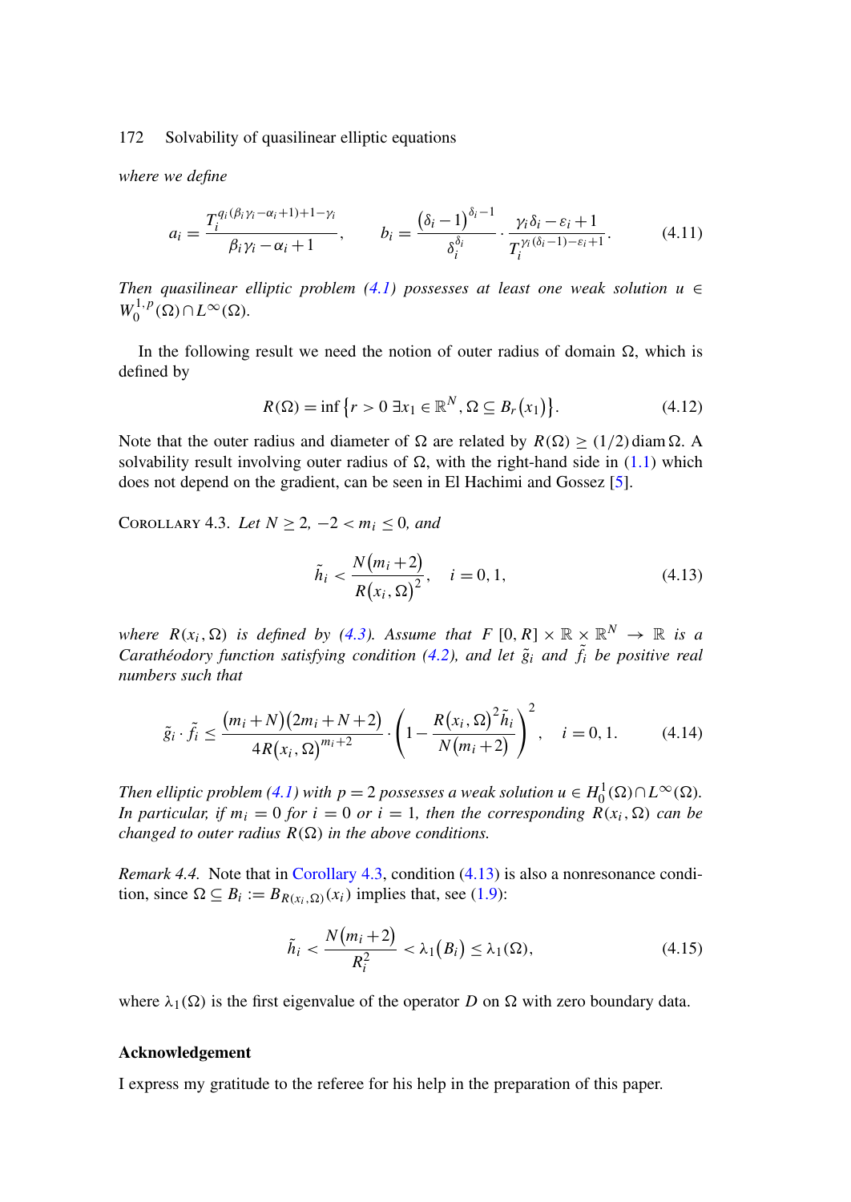*where we define*

$$a_i = \frac{T_i^{q_i(\beta_i\gamma_i - \alpha_i + 1) + 1 - \gamma_i}}{\beta_i\gamma_i - \alpha_i + 1}, \qquad b_i = \frac{(\delta_i - 1)^{\delta_i - 1}}{\delta_i^{\delta_i}} \cdot \frac{\gamma_i\delta_i - \varepsilon_i + 1}{T_i^{\gamma_i(\delta_i - 1) - \varepsilon_i + 1}}. \tag{4.11}$$

*Then quasilinear elliptic problem (4.1) possesses at least one weak solution* $u \in W_0^{1,p}(\Omega) \cap L^\infty(\Omega)$.

In the following result we need the notion of outer radius of domain $\Omega$, which is defined by

$$R(\Omega) = \inf\{r > 0 \; \exists x_1 \in \mathbb{R}^N, \Omega \subseteq B_r(x_1)\}. \tag{4.12}$$

Note that the outer radius and diameter of $\Omega$ are related by $R(\Omega) \geq (1/2)\operatorname{diam}\Omega$. A solvability result involving outer radius of $\Omega$, with the right-hand side in (1.1) which does not depend on the gradient, can be seen in El Hachimi and Gossez [5].

Corollary 4.3. *Let $N \geq 2$, $-2 < m_i \leq 0$, and*

$$\tilde{h}_i < \frac{N(m_i + 2)}{R(x_i, \Omega)^2}, \quad i = 0, 1, \tag{4.13}$$

*where $R(x_i, \Omega)$ is defined by (4.3). Assume that $F$ $[0, R] \times \mathbb{R} \times \mathbb{R}^N \to \mathbb{R}$ is a Carathéodory function satisfying condition (4.2), and let $\tilde{g}_i$ and $\tilde{f}_i$ be positive real numbers such that*

$$\tilde{g}_i \cdot \tilde{f}_i \leq \frac{(m_i + N)(2m_i + N + 2)}{4R(x_i, \Omega)^{m_i + 2}} \cdot \left(1 - \frac{R(x_i, \Omega)^2 \tilde{h}_i}{N(m_i + 2)}\right)^2, \quad i = 0, 1. \tag{4.14}$$

*Then elliptic problem (4.1) with $p = 2$ possesses a weak solution $u \in H_0^1(\Omega) \cap L^\infty(\Omega)$. In particular, if $m_i = 0$ for $i = 0$ or $i = 1$, then the corresponding $R(x_i, \Omega)$ can be changed to outer radius $R(\Omega)$ in the above conditions.*

*Remark 4.4.* Note that in Corollary 4.3, condition (4.13) is also a nonresonance condition, since $\Omega \subseteq B_i := B_{R(x_i,\Omega)}(x_i)$ implies that, see (1.9):

$$\tilde{h}_i < \frac{N(m_i + 2)}{R_i^2} < \lambda_1(B_i) \leq \lambda_1(\Omega), \tag{4.15}$$

where $\lambda_1(\Omega)$ is the first eigenvalue of the operator $D$ on $\Omega$ with zero boundary data.

## Acknowledgement

I express my gratitude to the referee for his help in the preparation of this paper.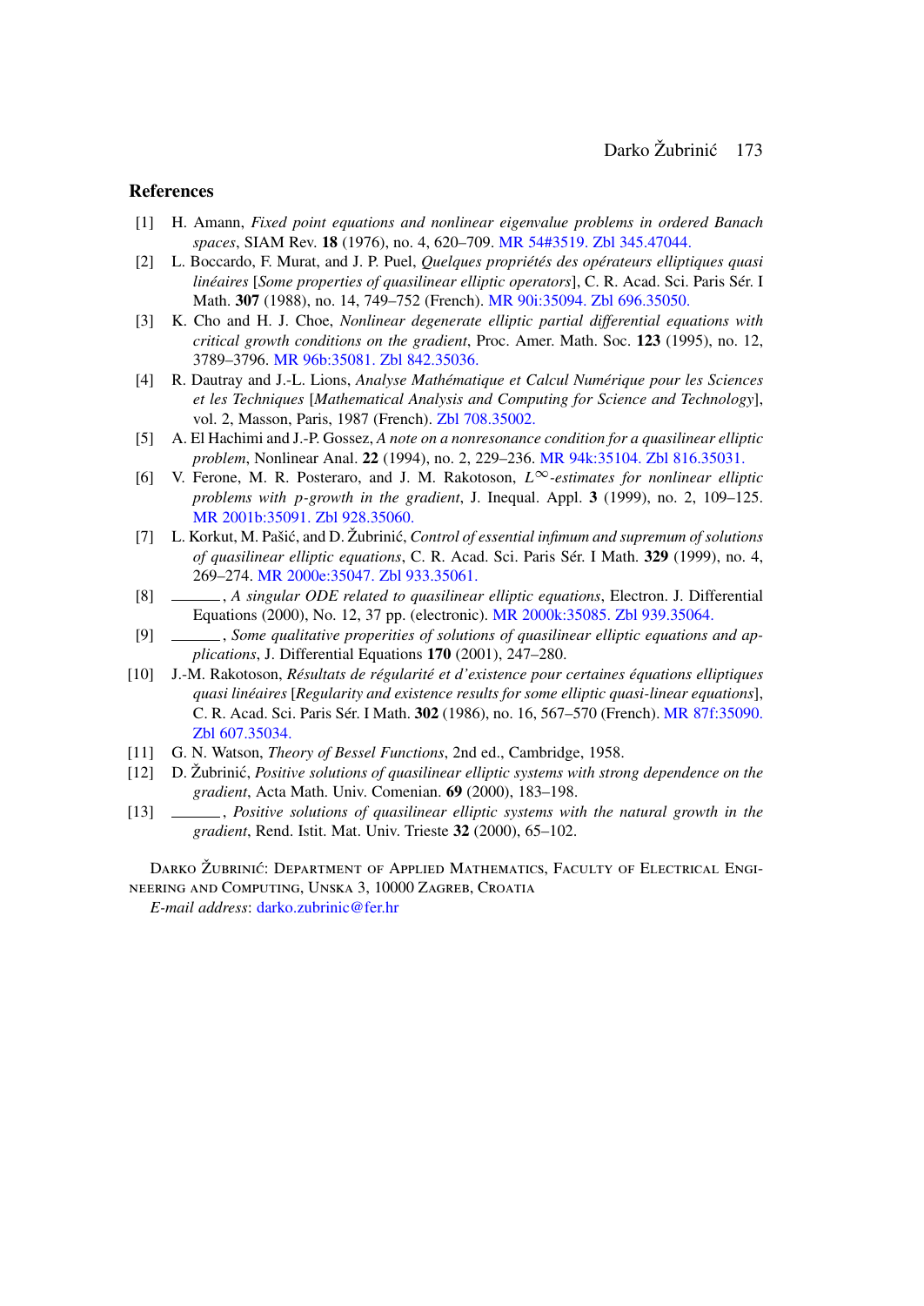## References

[1] H. Amann, *Fixed point equations and nonlinear eigenvalue problems in ordered Banach spaces*, SIAM Rev. **18** (1976), no. 4, 620–709. MR 54#3519. Zbl 345.47044.

[2] L. Boccardo, F. Murat, and J. P. Puel, *Quelques propriétés des opérateurs elliptiques quasi linéaires* [*Some properties of quasilinear elliptic operators*], C. R. Acad. Sci. Paris Sér. I Math. **307** (1988), no. 14, 749–752 (French). MR 90i:35094. Zbl 696.35050.

[3] K. Cho and H. J. Choe, *Nonlinear degenerate elliptic partial differential equations with critical growth conditions on the gradient*, Proc. Amer. Math. Soc. **123** (1995), no. 12, 3789–3796. MR 96b:35081. Zbl 842.35036.

[4] R. Dautray and J.-L. Lions, *Analyse Mathématique et Calcul Numérique pour les Sciences et les Techniques* [*Mathematical Analysis and Computing for Science and Technology*], vol. 2, Masson, Paris, 1987 (French). Zbl 708.35002.

[5] A. El Hachimi and J.-P. Gossez, *A note on a nonresonance condition for a quasilinear elliptic problem*, Nonlinear Anal. **22** (1994), no. 2, 229–236. MR 94k:35104. Zbl 816.35031.

[6] V. Ferone, M. R. Posteraro, and J. M. Rakotoson, *$L^\infty$-estimates for nonlinear elliptic problems with $p$-growth in the gradient*, J. Inequal. Appl. **3** (1999), no. 2, 109–125. MR 2001b:35091. Zbl 928.35060.

[7] L. Korkut, M. Pašić, and D. Žubrinić, *Control of essential infimum and supremum of solutions of quasilinear elliptic equations*, C. R. Acad. Sci. Paris Sér. I Math. **329** (1999), no. 4, 269–274. MR 2000e:35047. Zbl 933.35061.

[8] ______, *A singular ODE related to quasilinear elliptic equations*, Electron. J. Differential Equations (2000), No. 12, 37 pp. (electronic). MR 2000k:35085. Zbl 939.35064.

[9] ______, *Some qualitative properties of solutions of quasilinear elliptic equations and applications*, J. Differential Equations **170** (2001), 247–280.

[10] J.-M. Rakotoson, *Résultats de régularité et d'existence pour certaines équations elliptiques quasi linéaires* [*Regularity and existence results for some elliptic quasi-linear equations*], C. R. Acad. Sci. Paris Sér. I Math. **302** (1986), no. 16, 567–570 (French). MR 87f:35090. Zbl 607.35034.

[11] G. N. Watson, *Theory of Bessel Functions*, 2nd ed., Cambridge, 1958.

[12] D. Žubrinić, *Positive solutions of quasilinear elliptic systems with strong dependence on the gradient*, Acta Math. Univ. Comenian. **69** (2000), 183–198.

[13] ______, *Positive solutions of quasilinear elliptic systems with the natural growth in the gradient*, Rend. Istit. Mat. Univ. Trieste **32** (2000), 65–102.

Darko Žubrinić: Department of Applied Mathematics, Faculty of Electrical Engineering and Computing, Unska 3, 10000 Zagreb, Croatia

*E-mail address*: darko.zubrinic@fer.hr